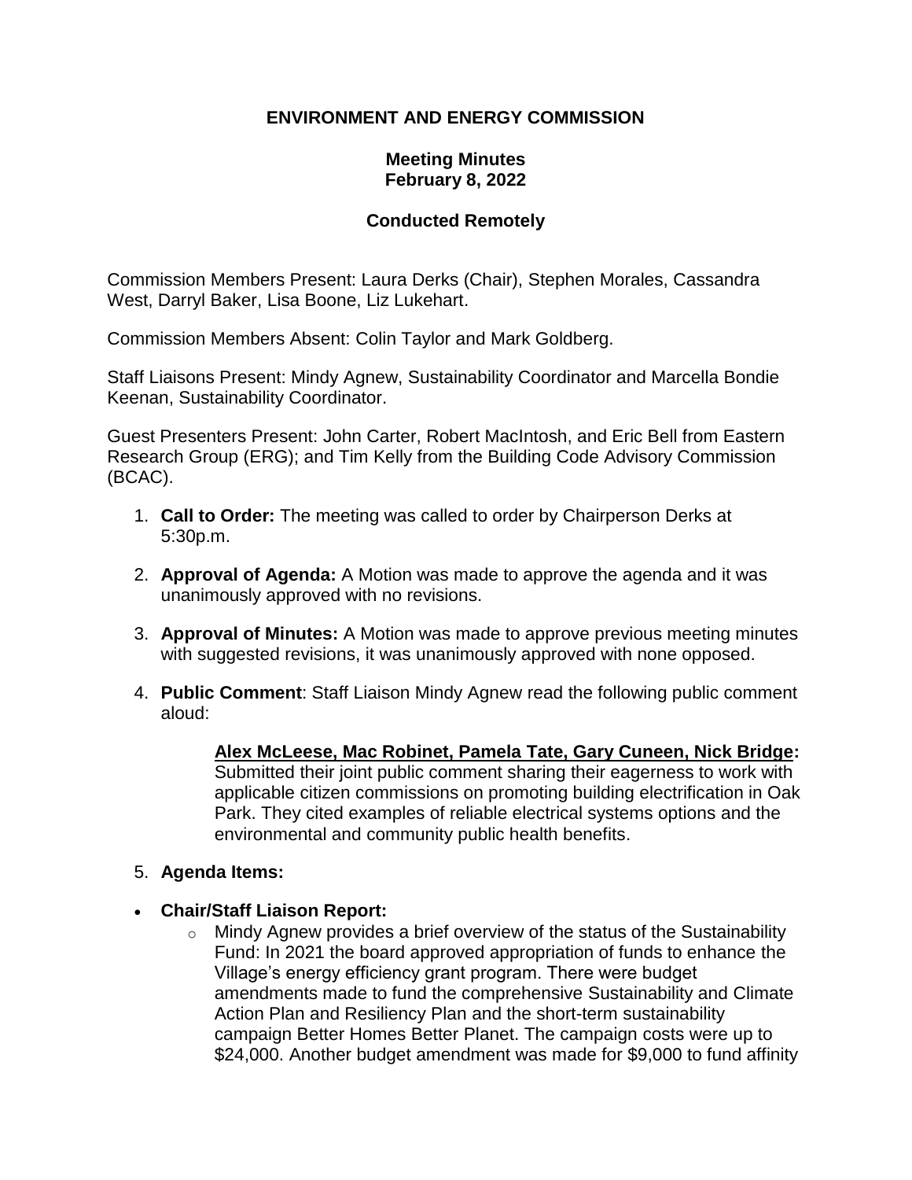# ENVIRONMENT AND ENERGY COMMISSION

## Meeting Minutes
## February 8, 2022

## Conducted Remotely

Commission Members Present: Laura Derks (Chair), Stephen Morales, Cassandra West, Darryl Baker, Lisa Boone, Liz Lukehart.

Commission Members Absent: Colin Taylor and Mark Goldberg.

Staff Liaisons Present: Mindy Agnew, Sustainability Coordinator and Marcella Bondie Keenan, Sustainability Coordinator.

Guest Presenters Present: John Carter, Robert MacIntosh, and Eric Bell from Eastern Research Group (ERG); and Tim Kelly from the Building Code Advisory Commission (BCAC).

1. **Call to Order:** The meeting was called to order by Chairperson Derks at 5:30p.m.

2. **Approval of Agenda:** A Motion was made to approve the agenda and it was unanimously approved with no revisions.

3. **Approval of Minutes:** A Motion was made to approve previous meeting minutes with suggested revisions, it was unanimously approved with none opposed.

4. **Public Comment**: Staff Liaison Mindy Agnew read the following public comment aloud:

   **<u>Alex McLeese, Mac Robinet, Pamela Tate, Gary Cuneen, Nick Bridge</u>:** Submitted their joint public comment sharing their eagerness to work with applicable citizen commissions on promoting building electrification in Oak Park. They cited examples of reliable electrical systems options and the environmental and community public health benefits.

5. **Agenda Items:**

- **Chair/Staff Liaison Report:**
  - Mindy Agnew provides a brief overview of the status of the Sustainability Fund: In 2021 the board approved appropriation of funds to enhance the Village's energy efficiency grant program. There were budget amendments made to fund the comprehensive Sustainability and Climate Action Plan and Resiliency Plan and the short-term sustainability campaign Better Homes Better Planet. The campaign costs were up to $24,000. Another budget amendment was made for $9,000 to fund affinity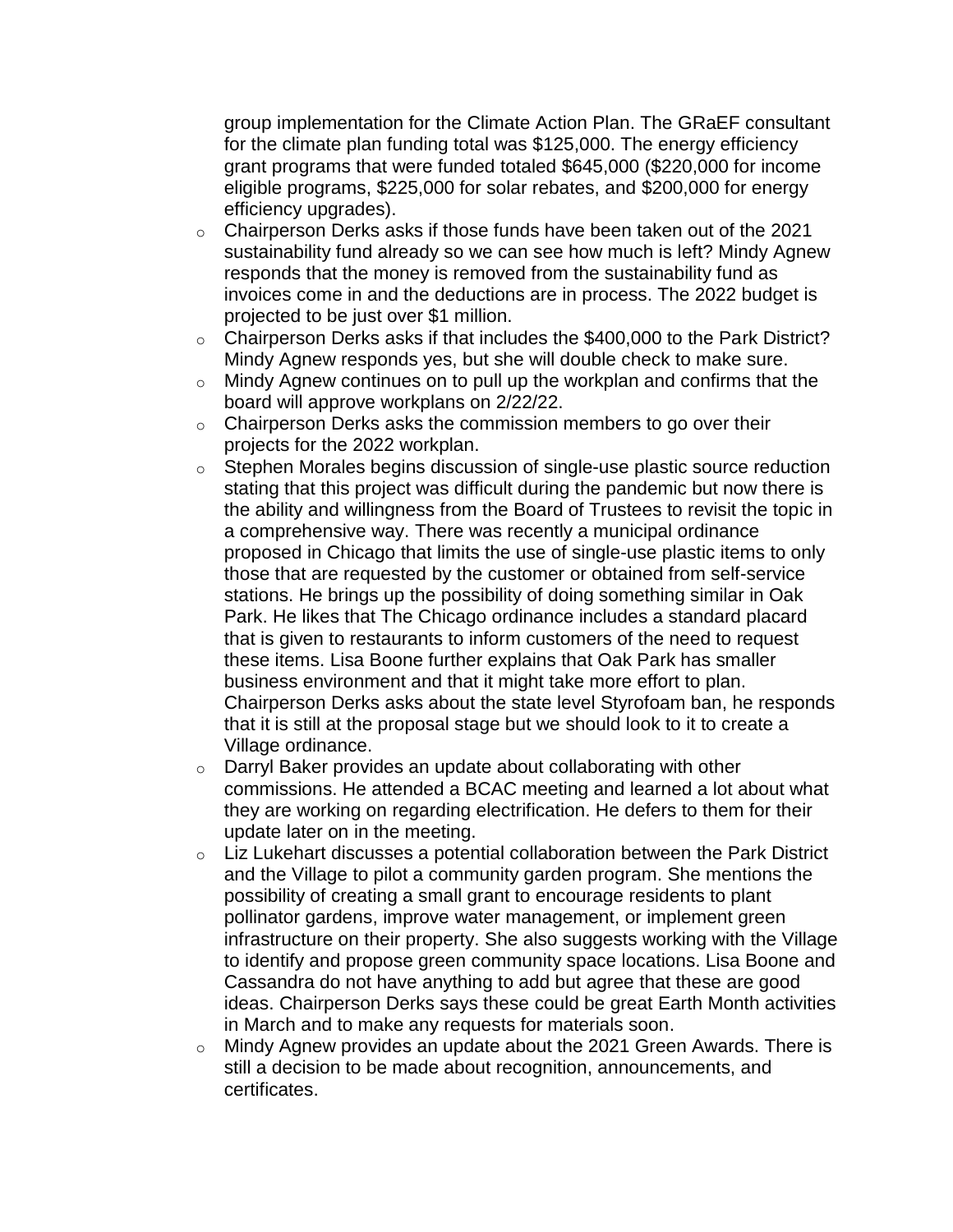group implementation for the Climate Action Plan. The GRaEF consultant for the climate plan funding total was $125,000. The energy efficiency grant programs that were funded totaled $645,000 ($220,000 for income eligible programs, $225,000 for solar rebates, and $200,000 for energy efficiency upgrades).

- Chairperson Derks asks if those funds have been taken out of the 2021 sustainability fund already so we can see how much is left? Mindy Agnew responds that the money is removed from the sustainability fund as invoices come in and the deductions are in process. The 2022 budget is projected to be just over $1 million.
- Chairperson Derks asks if that includes the $400,000 to the Park District? Mindy Agnew responds yes, but she will double check to make sure.
- Mindy Agnew continues on to pull up the workplan and confirms that the board will approve workplans on 2/22/22.
- Chairperson Derks asks the commission members to go over their projects for the 2022 workplan.
- Stephen Morales begins discussion of single-use plastic source reduction stating that this project was difficult during the pandemic but now there is the ability and willingness from the Board of Trustees to revisit the topic in a comprehensive way. There was recently a municipal ordinance proposed in Chicago that limits the use of single-use plastic items to only those that are requested by the customer or obtained from self-service stations. He brings up the possibility of doing something similar in Oak Park. He likes that The Chicago ordinance includes a standard placard that is given to restaurants to inform customers of the need to request these items. Lisa Boone further explains that Oak Park has smaller business environment and that it might take more effort to plan. Chairperson Derks asks about the state level Styrofoam ban, he responds that it is still at the proposal stage but we should look to it to create a Village ordinance.
- Darryl Baker provides an update about collaborating with other commissions. He attended a BCAC meeting and learned a lot about what they are working on regarding electrification. He defers to them for their update later on in the meeting.
- Liz Lukehart discusses a potential collaboration between the Park District and the Village to pilot a community garden program. She mentions the possibility of creating a small grant to encourage residents to plant pollinator gardens, improve water management, or implement green infrastructure on their property. She also suggests working with the Village to identify and propose green community space locations. Lisa Boone and Cassandra do not have anything to add but agree that these are good ideas. Chairperson Derks says these could be great Earth Month activities in March and to make any requests for materials soon.
- Mindy Agnew provides an update about the 2021 Green Awards. There is still a decision to be made about recognition, announcements, and certificates.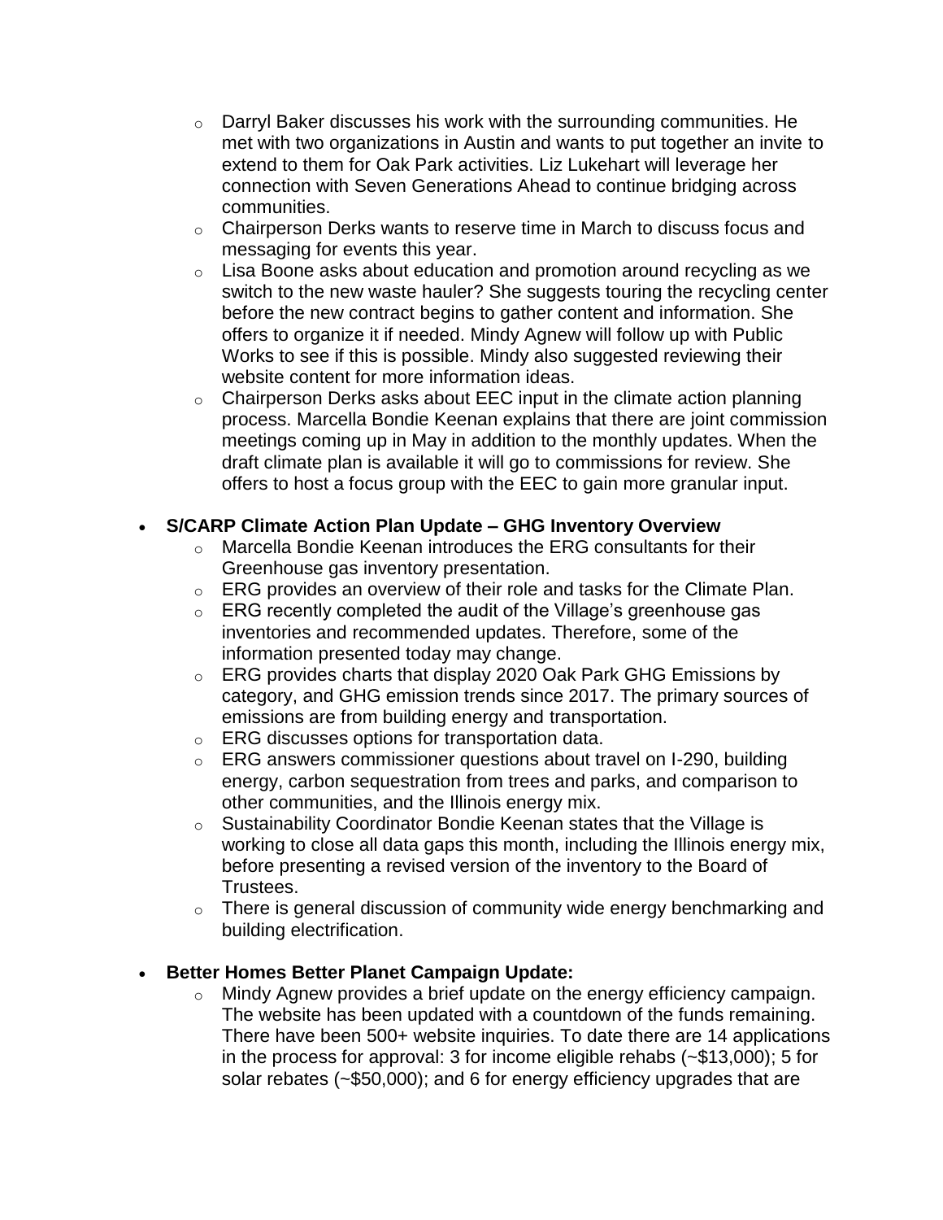- Darryl Baker discusses his work with the surrounding communities. He met with two organizations in Austin and wants to put together an invite to extend to them for Oak Park activities. Liz Lukehart will leverage her connection with Seven Generations Ahead to continue bridging across communities.
- Chairperson Derks wants to reserve time in March to discuss focus and messaging for events this year.
- Lisa Boone asks about education and promotion around recycling as we switch to the new waste hauler? She suggests touring the recycling center before the new contract begins to gather content and information. She offers to organize it if needed. Mindy Agnew will follow up with Public Works to see if this is possible. Mindy also suggested reviewing their website content for more information ideas.
- Chairperson Derks asks about EEC input in the climate action planning process. Marcella Bondie Keenan explains that there are joint commission meetings coming up in May in addition to the monthly updates. When the draft climate plan is available it will go to commissions for review. She offers to host a focus group with the EEC to gain more granular input.

- **S/CARP Climate Action Plan Update – GHG Inventory Overview**
  - Marcella Bondie Keenan introduces the ERG consultants for their Greenhouse gas inventory presentation.
  - ERG provides an overview of their role and tasks for the Climate Plan.
  - ERG recently completed the audit of the Village's greenhouse gas inventories and recommended updates. Therefore, some of the information presented today may change.
  - ERG provides charts that display 2020 Oak Park GHG Emissions by category, and GHG emission trends since 2017. The primary sources of emissions are from building energy and transportation.
  - ERG discusses options for transportation data.
  - ERG answers commissioner questions about travel on I-290, building energy, carbon sequestration from trees and parks, and comparison to other communities, and the Illinois energy mix.
  - Sustainability Coordinator Bondie Keenan states that the Village is working to close all data gaps this month, including the Illinois energy mix, before presenting a revised version of the inventory to the Board of Trustees.
  - There is general discussion of community wide energy benchmarking and building electrification.

- **Better Homes Better Planet Campaign Update:**
  - Mindy Agnew provides a brief update on the energy efficiency campaign. The website has been updated with a countdown of the funds remaining. There have been 500+ website inquiries. To date there are 14 applications in the process for approval: 3 for income eligible rehabs (~$13,000); 5 for solar rebates (~$50,000); and 6 for energy efficiency upgrades that are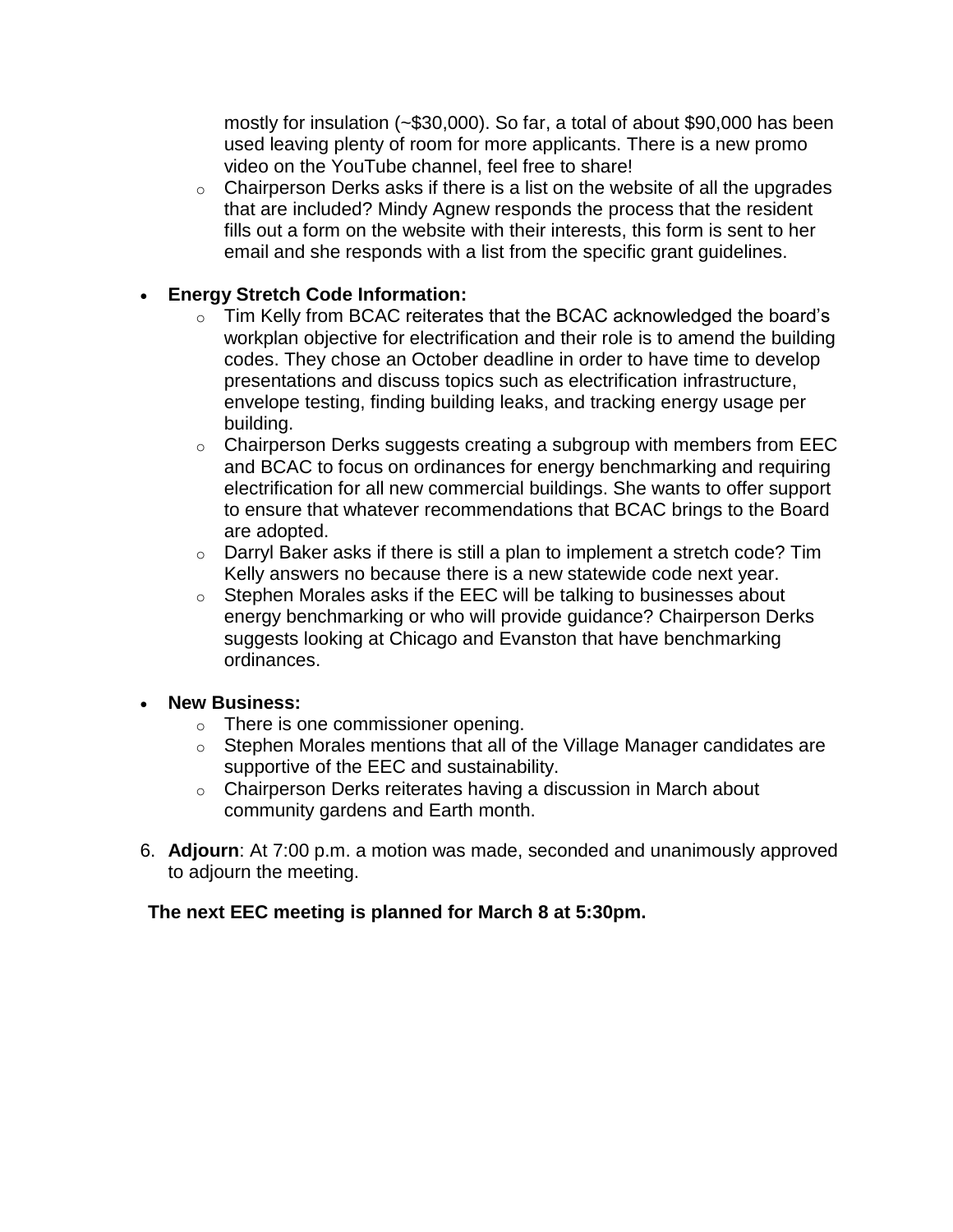mostly for insulation (~$30,000). So far, a total of about $90,000 has been used leaving plenty of room for more applicants. There is a new promo video on the YouTube channel, feel free to share!
  - Chairperson Derks asks if there is a list on the website of all the upgrades that are included? Mindy Agnew responds the process that the resident fills out a form on the website with their interests, this form is sent to her email and she responds with a list from the specific grant guidelines.

- **Energy Stretch Code Information:**
  - Tim Kelly from BCAC reiterates that the BCAC acknowledged the board's workplan objective for electrification and their role is to amend the building codes. They chose an October deadline in order to have time to develop presentations and discuss topics such as electrification infrastructure, envelope testing, finding building leaks, and tracking energy usage per building.
  - Chairperson Derks suggests creating a subgroup with members from EEC and BCAC to focus on ordinances for energy benchmarking and requiring electrification for all new commercial buildings. She wants to offer support to ensure that whatever recommendations that BCAC brings to the Board are adopted.
  - Darryl Baker asks if there is still a plan to implement a stretch code? Tim Kelly answers no because there is a new statewide code next year.
  - Stephen Morales asks if the EEC will be talking to businesses about energy benchmarking or who will provide guidance? Chairperson Derks suggests looking at Chicago and Evanston that have benchmarking ordinances.

- **New Business:**
  - There is one commissioner opening.
  - Stephen Morales mentions that all of the Village Manager candidates are supportive of the EEC and sustainability.
  - Chairperson Derks reiterates having a discussion in March about community gardens and Earth month.

6. **Adjourn**: At 7:00 p.m. a motion was made, seconded and unanimously approved to adjourn the meeting.

**The next EEC meeting is planned for March 8 at 5:30pm.**